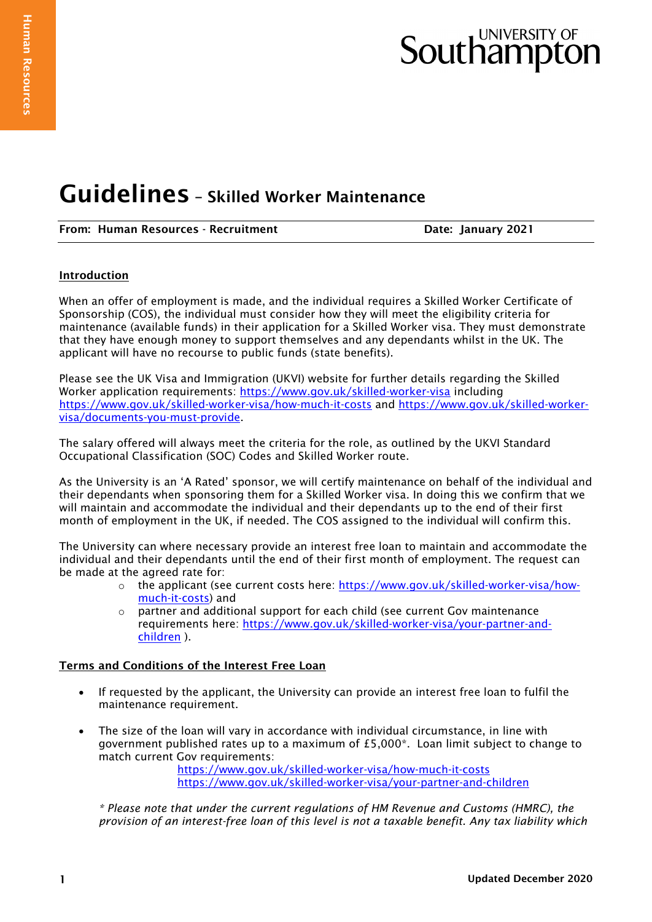# Guidelines – Skilled Worker Maintenance

**From: Human Resources - Recruitment** **Date: January 2021**

## Introduction

When an offer of employment is made, and the individual requires a Skilled Worker Certificate of Sponsorship (COS), the individual must consider how they will meet the eligibility criteria for maintenance (available funds) in their application for a Skilled Worker visa. They must demonstrate that they have enough money to support themselves and any dependants whilst in the UK. The applicant will have no recourse to public funds (state benefits).

Please see the UK Visa and Immigration (UKVI) website for further details regarding the Skilled Worker application requirements: https://www.gov.uk/skilled-worker-visa including https://www.gov.uk/skilled-worker-visa/how-much-it-costs and https://www.gov.uk/skilled-worker-visa/documents-you-must-provide.

The salary offered will always meet the criteria for the role, as outlined by the UKVI Standard Occupational Classification (SOC) Codes and Skilled Worker route.

As the University is an 'A Rated' sponsor, we will certify maintenance on behalf of the individual and their dependants when sponsoring them for a Skilled Worker visa. In doing this we confirm that we will maintain and accommodate the individual and their dependants up to the end of their first month of employment in the UK, if needed. The COS assigned to the individual will confirm this.

The University can where necessary provide an interest free loan to maintain and accommodate the individual and their dependants until the end of their first month of employment. The request can be made at the agreed rate for:

- the applicant (see current costs here: https://www.gov.uk/skilled-worker-visa/how-much-it-costs) and
- partner and additional support for each child (see current Gov maintenance requirements here: https://www.gov.uk/skilled-worker-visa/your-partner-and-children ).

## Terms and Conditions of the Interest Free Loan

- If requested by the applicant, the University can provide an interest free loan to fulfil the maintenance requirement.
- The size of the loan will vary in accordance with individual circumstance, in line with government published rates up to a maximum of £5,000*. Loan limit subject to change to match current Gov requirements:
  https://www.gov.uk/skilled-worker-visa/how-much-it-costs
  https://www.gov.uk/skilled-worker-visa/your-partner-and-children

  *\* Please note that under the current regulations of HM Revenue and Customs (HMRC), the provision of an interest-free loan of this level is not a taxable benefit. Any tax liability which*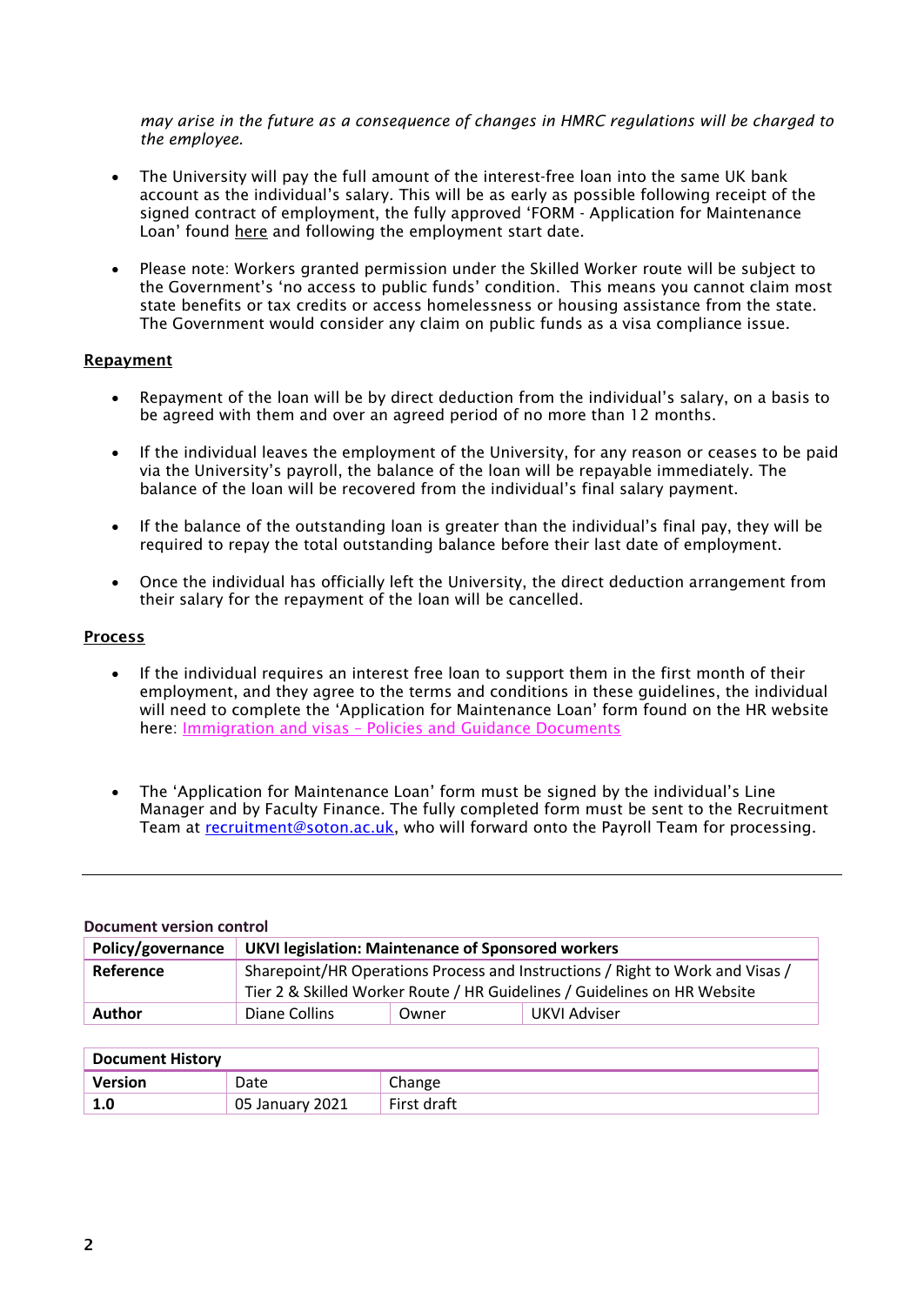*may arise in the future as a consequence of changes in HMRC regulations will be charged to the employee.*

- The University will pay the full amount of the interest-free loan into the same UK bank account as the individual's salary. This will be as early as possible following receipt of the signed contract of employment, the fully approved 'FORM - Application for Maintenance Loan' found here and following the employment start date.

- Please note: Workers granted permission under the Skilled Worker route will be subject to the Government's 'no access to public funds' condition. This means you cannot claim most state benefits or tax credits or access homelessness or housing assistance from the state. The Government would consider any claim on public funds as a visa compliance issue.

## Repayment

- Repayment of the loan will be by direct deduction from the individual's salary, on a basis to be agreed with them and over an agreed period of no more than 12 months.

- If the individual leaves the employment of the University, for any reason or ceases to be paid via the University's payroll, the balance of the loan will be repayable immediately. The balance of the loan will be recovered from the individual's final salary payment.

- If the balance of the outstanding loan is greater than the individual's final pay, they will be required to repay the total outstanding balance before their last date of employment.

- Once the individual has officially left the University, the direct deduction arrangement from their salary for the repayment of the loan will be cancelled.

## Process

- If the individual requires an interest free loan to support them in the first month of their employment, and they agree to the terms and conditions in these guidelines, the individual will need to complete the 'Application for Maintenance Loan' form found on the HR website here: Immigration and visas – Policies and Guidance Documents

- The 'Application for Maintenance Loan' form must be signed by the individual's Line Manager and by Faculty Finance. The fully completed form must be sent to the Recruitment Team at recruitment@soton.ac.uk, who will forward onto the Payroll Team for processing.

---

**Document version control**

| Policy/governance | UKVI legislation: Maintenance of Sponsored workers | | |
|---|---|---|---|
| Reference | Sharepoint/HR Operations Process and Instructions / Right to Work and Visas / Tier 2 & Skilled Worker Route / HR Guidelines / Guidelines on HR Website | | |
| Author | Diane Collins | Owner | UKVI Adviser |

| Document History | | |
|---|---|---|
| Version | Date | Change |
| 1.0 | 05 January 2021 | First draft |